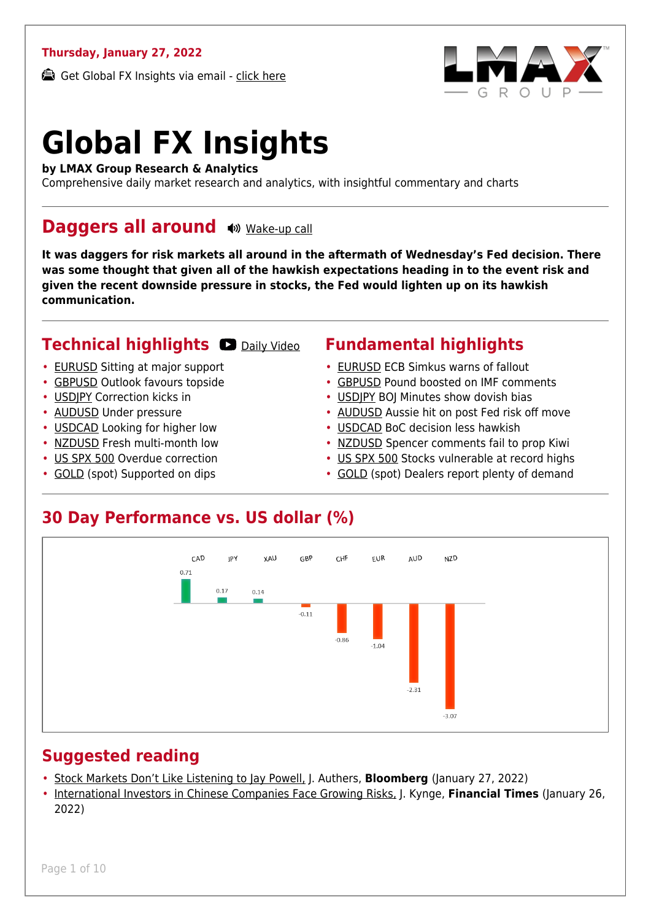**Thursday, January 27, 2022**

Get Global FX Insights via email - click here

# Global FX Insights

**by LMAX Group Research & Analytics**

Comprehensive daily market research and analytics, with insightful commentary and charts

## Daggers all around

Wake-up call

**It was daggers for risk markets all around in the aftermath of Wednesday's Fed decision. There was some thought that given all of the hawkish expectations heading in to the event risk and given the recent downside pressure in stocks, the Fed would lighten up on its hawkish communication.**

## Technical highlights

Daily Video

- EURUSD Sitting at major support
- GBPUSD Outlook favours topside
- USDJPY Correction kicks in
- AUDUSD Under pressure
- USDCAD Looking for higher low
- NZDUSD Fresh multi-month low
- US SPX 500 Overdue correction
- GOLD (spot) Supported on dips

## Fundamental highlights

- EURUSD ECB Simkus warns of fallout
- GBPUSD Pound boosted on IMF comments
- USDJPY BOJ Minutes show dovish bias
- AUDUSD Aussie hit on post Fed risk off move
- USDCAD BoC decision less hawkish
- NZDUSD Spencer comments fail to prop Kiwi
- US SPX 500 Stocks vulnerable at record highs
- GOLD (spot) Dealers report plenty of demand

## 30 Day Performance vs. US dollar (%)

| CAD | JPY | XAU | GBP | CHF | EUR | AUD | NZD |
|---|---|---|---|---|---|---|---|
| 0.71 | 0.17 | 0.14 | -0.11 | -0.86 | -1.04 | -2.31 | -3.07 |

## Suggested reading

- Stock Markets Don't Like Listening to Jay Powell, J. Authers, **Bloomberg** (January 27, 2022)
- International Investors in Chinese Companies Face Growing Risks, J. Kynge, **Financial Times** (January 26, 2022)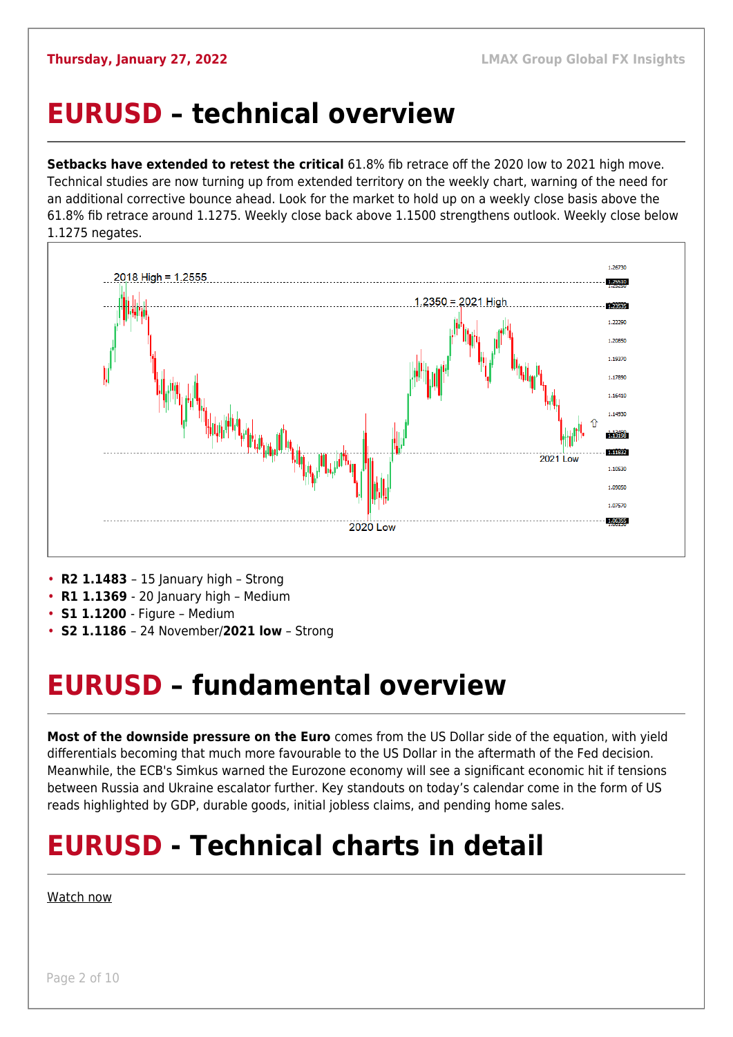# EURUSD – technical overview

**Setbacks have extended to retest the critical** 61.8% fib retrace off the 2020 low to 2021 high move. Technical studies are now turning up from extended territory on the weekly chart, warning of the need for an additional corrective bounce ahead. Look for the market to hold up on a weekly close basis above the 61.8% fib retrace around 1.1275. Weekly close back above 1.1500 strengthens outlook. Weekly close below 1.1275 negates.

- **R2 1.1483** – 15 January high – Strong
- **R1 1.1369** - 20 January high – Medium
- **S1 1.1200** - Figure – Medium
- **S2 1.1186** – 24 November/**2021 low** – Strong

# EURUSD – fundamental overview

**Most of the downside pressure on the Euro** comes from the US Dollar side of the equation, with yield differentials becoming that much more favourable to the US Dollar in the aftermath of the Fed decision. Meanwhile, the ECB's Simkus warned the Eurozone economy will see a significant economic hit if tensions between Russia and Ukraine escalator further. Key standouts on today's calendar come in the form of US reads highlighted by GDP, durable goods, initial jobless claims, and pending home sales.

# EURUSD - Technical charts in detail

Watch now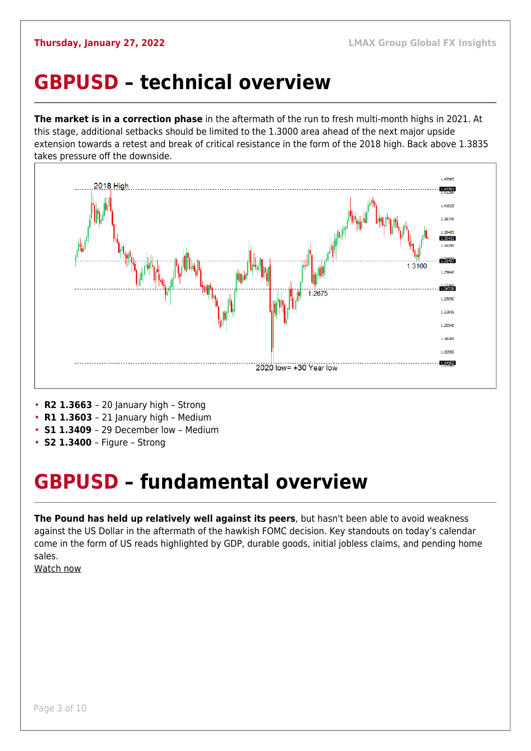# GBPUSD – technical overview

**The market is in a correction phase** in the aftermath of the run to fresh multi-month highs in 2021. At this stage, additional setbacks should be limited to the 1.3000 area ahead of the next major upside extension towards a retest and break of critical resistance in the form of the 2018 high. Back above 1.3835 takes pressure off the downside.

- **R2 1.3663** – 20 January high – Strong
- **R1 1.3603** – 21 January high – Medium
- **S1 1.3409** – 29 December low – Medium
- **S2 1.3400** – Figure – Strong

# GBPUSD – fundamental overview

**The Pound has held up relatively well against its peers**, but hasn't been able to avoid weakness against the US Dollar in the aftermath of the hawkish FOMC decision. Key standouts on today's calendar come in the form of US reads highlighted by GDP, durable goods, initial jobless claims, and pending home sales.

Watch now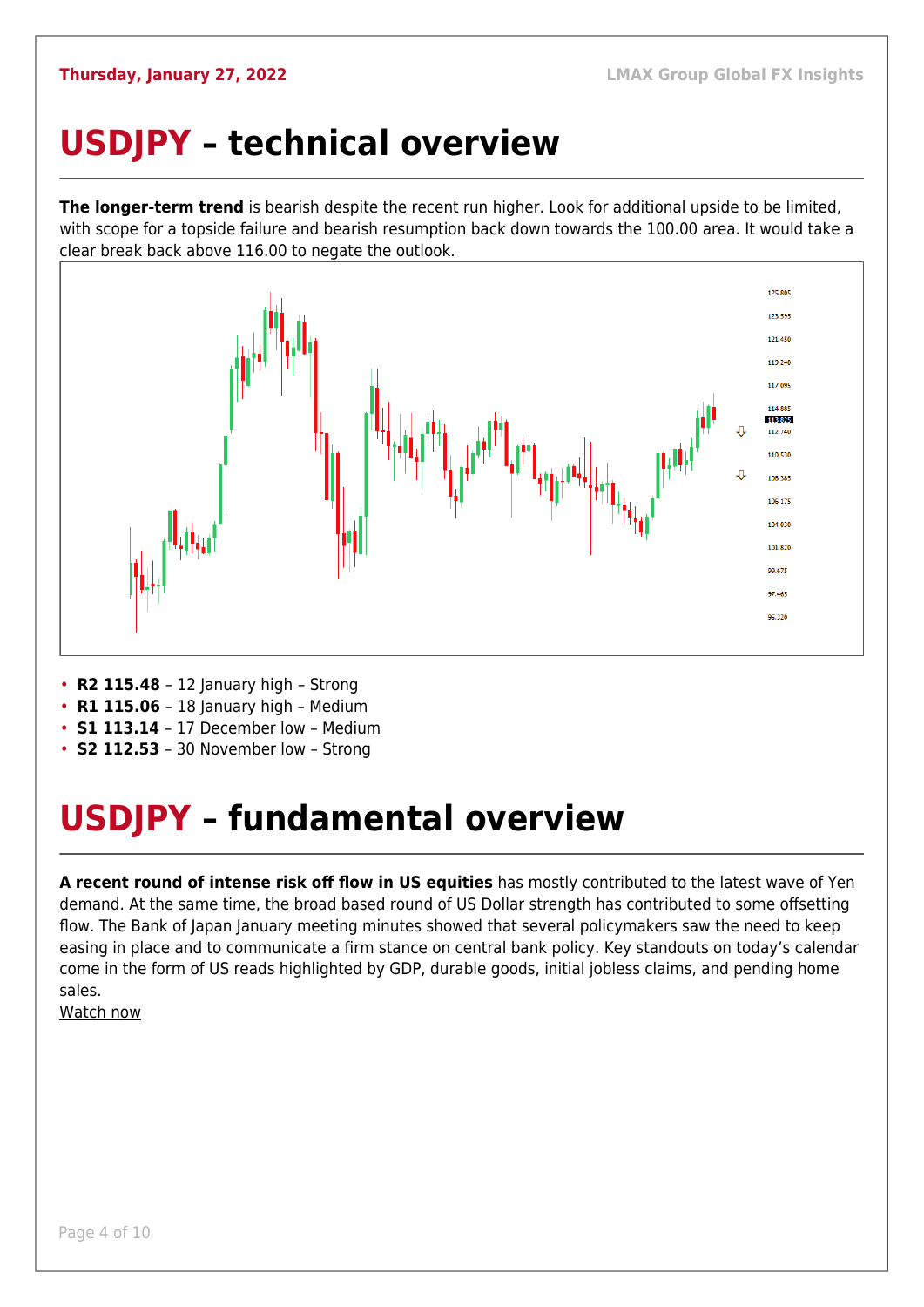# USDJPY – technical overview

**The longer-term trend** is bearish despite the recent run higher. Look for additional upside to be limited, with scope for a topside failure and bearish resumption back down towards the 100.00 area. It would take a clear break back above 116.00 to negate the outlook.

- **R2 115.48** – 12 January high – Strong
- **R1 115.06** – 18 January high – Medium
- **S1 113.14** – 17 December low – Medium
- **S2 112.53** – 30 November low – Strong

# USDJPY – fundamental overview

**A recent round of intense risk off flow in US equities** has mostly contributed to the latest wave of Yen demand. At the same time, the broad based round of US Dollar strength has contributed to some offsetting flow. The Bank of Japan January meeting minutes showed that several policymakers saw the need to keep easing in place and to communicate a firm stance on central bank policy. Key standouts on today's calendar come in the form of US reads highlighted by GDP, durable goods, initial jobless claims, and pending home sales.

Watch now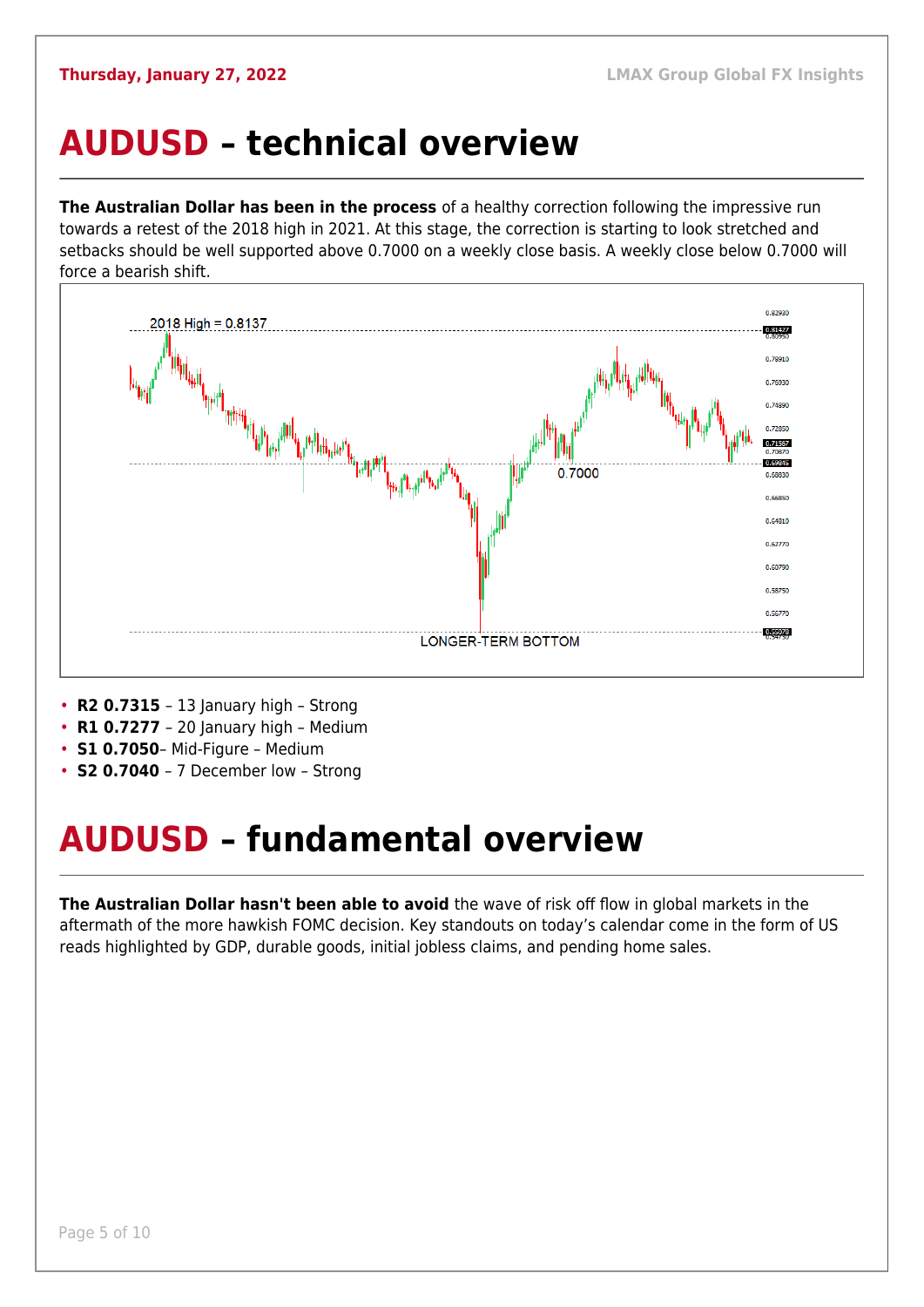# AUDUSD – technical overview

**The Australian Dollar has been in the process** of a healthy correction following the impressive run towards a retest of the 2018 high in 2021. At this stage, the correction is starting to look stretched and setbacks should be well supported above 0.7000 on a weekly close basis. A weekly close below 0.7000 will force a bearish shift.

- **R2 0.7315** – 13 January high – Strong
- **R1 0.7277** – 20 January high – Medium
- **S1 0.7050**– Mid-Figure – Medium
- **S2 0.7040** – 7 December low – Strong

# AUDUSD – fundamental overview

**The Australian Dollar hasn't been able to avoid** the wave of risk off flow in global markets in the aftermath of the more hawkish FOMC decision. Key standouts on today's calendar come in the form of US reads highlighted by GDP, durable goods, initial jobless claims, and pending home sales.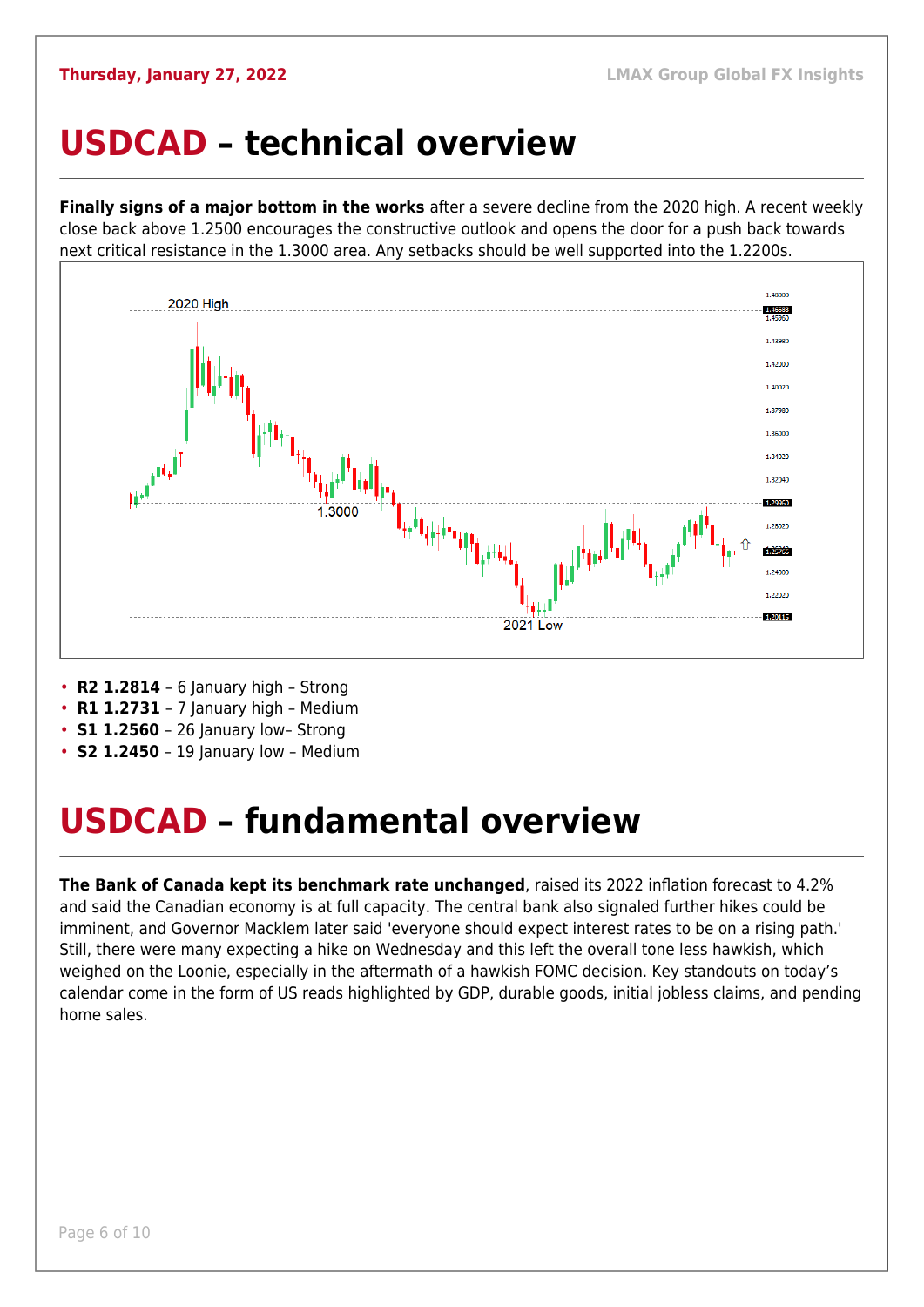Thursday, January 27, 2022

# USDCAD – technical overview

**Finally signs of a major bottom in the works** after a severe decline from the 2020 high. A recent weekly close back above 1.2500 encourages the constructive outlook and opens the door for a push back towards next critical resistance in the 1.3000 area. Any setbacks should be well supported into the 1.2200s.

- **R2 1.2814** – 6 January high – Strong
- **R1 1.2731** – 7 January high – Medium
- **S1 1.2560** – 26 January low– Strong
- **S2 1.2450** – 19 January low – Medium

# USDCAD – fundamental overview

**The Bank of Canada kept its benchmark rate unchanged**, raised its 2022 inflation forecast to 4.2% and said the Canadian economy is at full capacity. The central bank also signaled further hikes could be imminent, and Governor Macklem later said 'everyone should expect interest rates to be on a rising path.' Still, there were many expecting a hike on Wednesday and this left the overall tone less hawkish, which weighed on the Loonie, especially in the aftermath of a hawkish FOMC decision. Key standouts on today's calendar come in the form of US reads highlighted by GDP, durable goods, initial jobless claims, and pending home sales.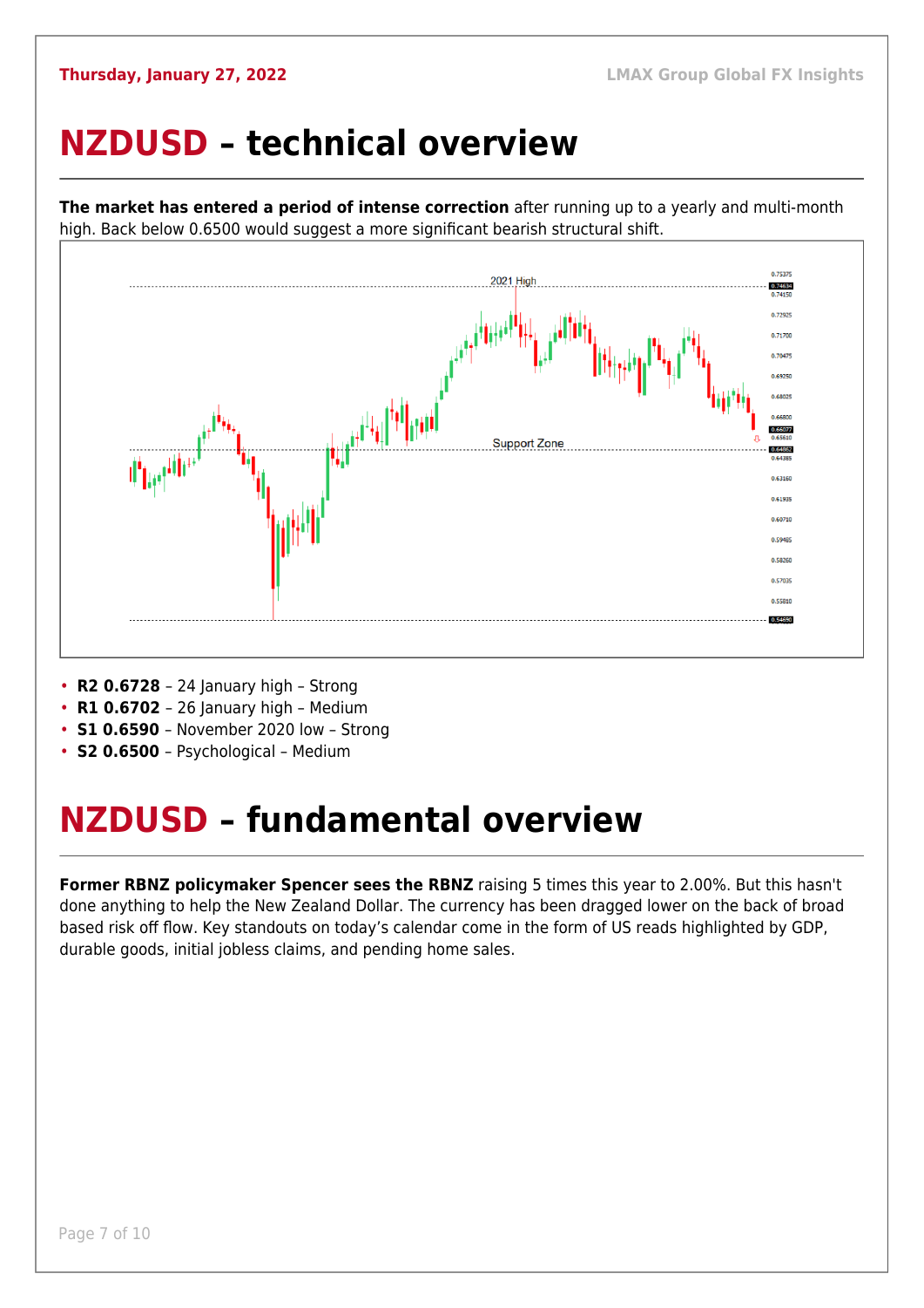# NZDUSD – technical overview

**The market has entered a period of intense correction** after running up to a yearly and multi-month high. Back below 0.6500 would suggest a more significant bearish structural shift.

- **R2 0.6728** – 24 January high – Strong
- **R1 0.6702** – 26 January high – Medium
- **S1 0.6590** – November 2020 low – Strong
- **S2 0.6500** – Psychological – Medium

# NZDUSD – fundamental overview

**Former RBNZ policymaker Spencer sees the RBNZ** raising 5 times this year to 2.00%. But this hasn't done anything to help the New Zealand Dollar. The currency has been dragged lower on the back of broad based risk off flow. Key standouts on today's calendar come in the form of US reads highlighted by GDP, durable goods, initial jobless claims, and pending home sales.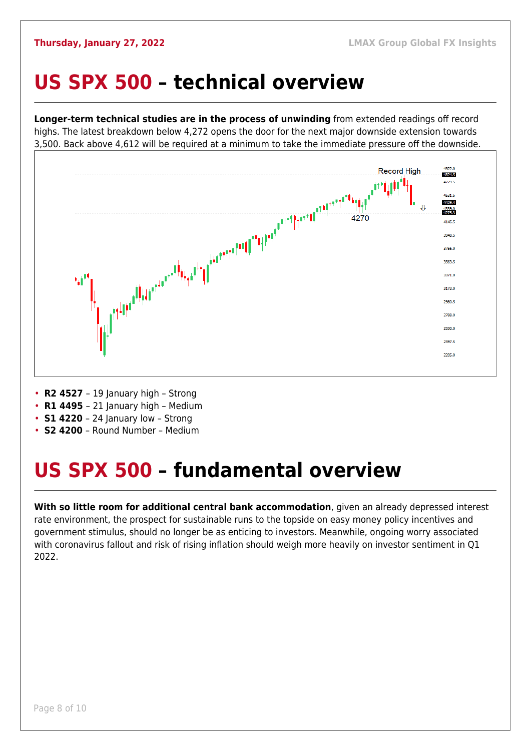# US SPX 500 – technical overview

**Longer-term technical studies are in the process of unwinding** from extended readings off record highs. The latest breakdown below 4,272 opens the door for the next major downside extension towards 3,500. Back above 4,612 will be required at a minimum to take the immediate pressure off the downside.

- **R2 4527** – 19 January high – Strong
- **R1 4495** – 21 January high – Medium
- **S1 4220** – 24 January low – Strong
- **S2 4200** – Round Number – Medium

# US SPX 500 – fundamental overview

**With so little room for additional central bank accommodation**, given an already depressed interest rate environment, the prospect for sustainable runs to the topside on easy money policy incentives and government stimulus, should no longer be as enticing to investors. Meanwhile, ongoing worry associated with coronavirus fallout and risk of rising inflation should weigh more heavily on investor sentiment in Q1 2022.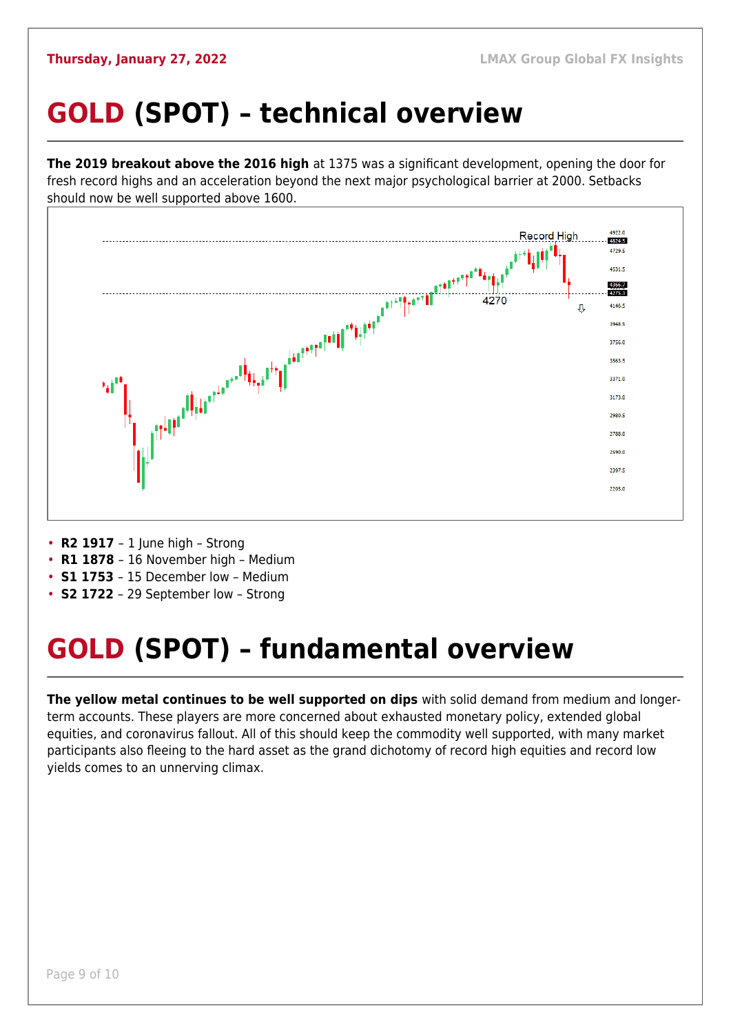# GOLD (SPOT) – technical overview

**The 2019 breakout above the 2016 high** at 1375 was a significant development, opening the door for fresh record highs and an acceleration beyond the next major psychological barrier at 2000. Setbacks should now be well supported above 1600.

- **R2 1917** – 1 June high – Strong
- **R1 1878** – 16 November high – Medium
- **S1 1753** – 15 December low – Medium
- **S2 1722** – 29 September low – Strong

# GOLD (SPOT) – fundamental overview

**The yellow metal continues to be well supported on dips** with solid demand from medium and longer-term accounts. These players are more concerned about exhausted monetary policy, extended global equities, and coronavirus fallout. All of this should keep the commodity well supported, with many market participants also fleeing to the hard asset as the grand dichotomy of record high equities and record low yields comes to an unnerving climax.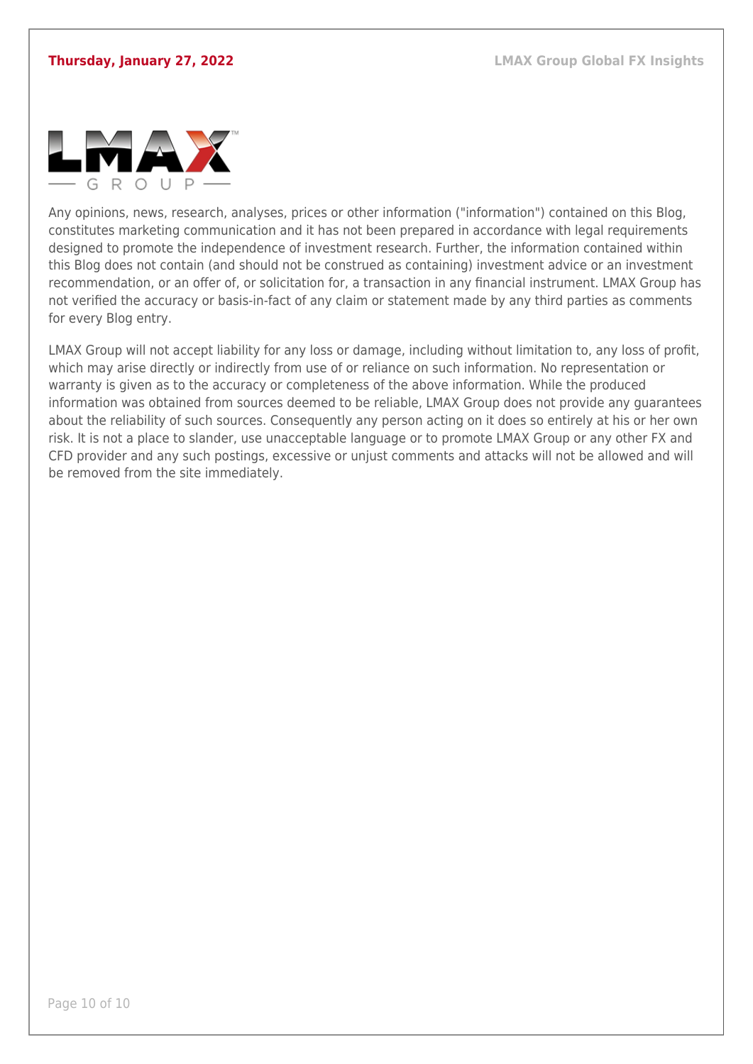Any opinions, news, research, analyses, prices or other information ("information") contained on this Blog, constitutes marketing communication and it has not been prepared in accordance with legal requirements designed to promote the independence of investment research. Further, the information contained within this Blog does not contain (and should not be construed as containing) investment advice or an investment recommendation, or an offer of, or solicitation for, a transaction in any financial instrument. LMAX Group has not verified the accuracy or basis-in-fact of any claim or statement made by any third parties as comments for every Blog entry.

LMAX Group will not accept liability for any loss or damage, including without limitation to, any loss of profit, which may arise directly or indirectly from use of or reliance on such information. No representation or warranty is given as to the accuracy or completeness of the above information. While the produced information was obtained from sources deemed to be reliable, LMAX Group does not provide any guarantees about the reliability of such sources. Consequently any person acting on it does so entirely at his or her own risk. It is not a place to slander, use unacceptable language or to promote LMAX Group or any other FX and CFD provider and any such postings, excessive or unjust comments and attacks will not be allowed and will be removed from the site immediately.